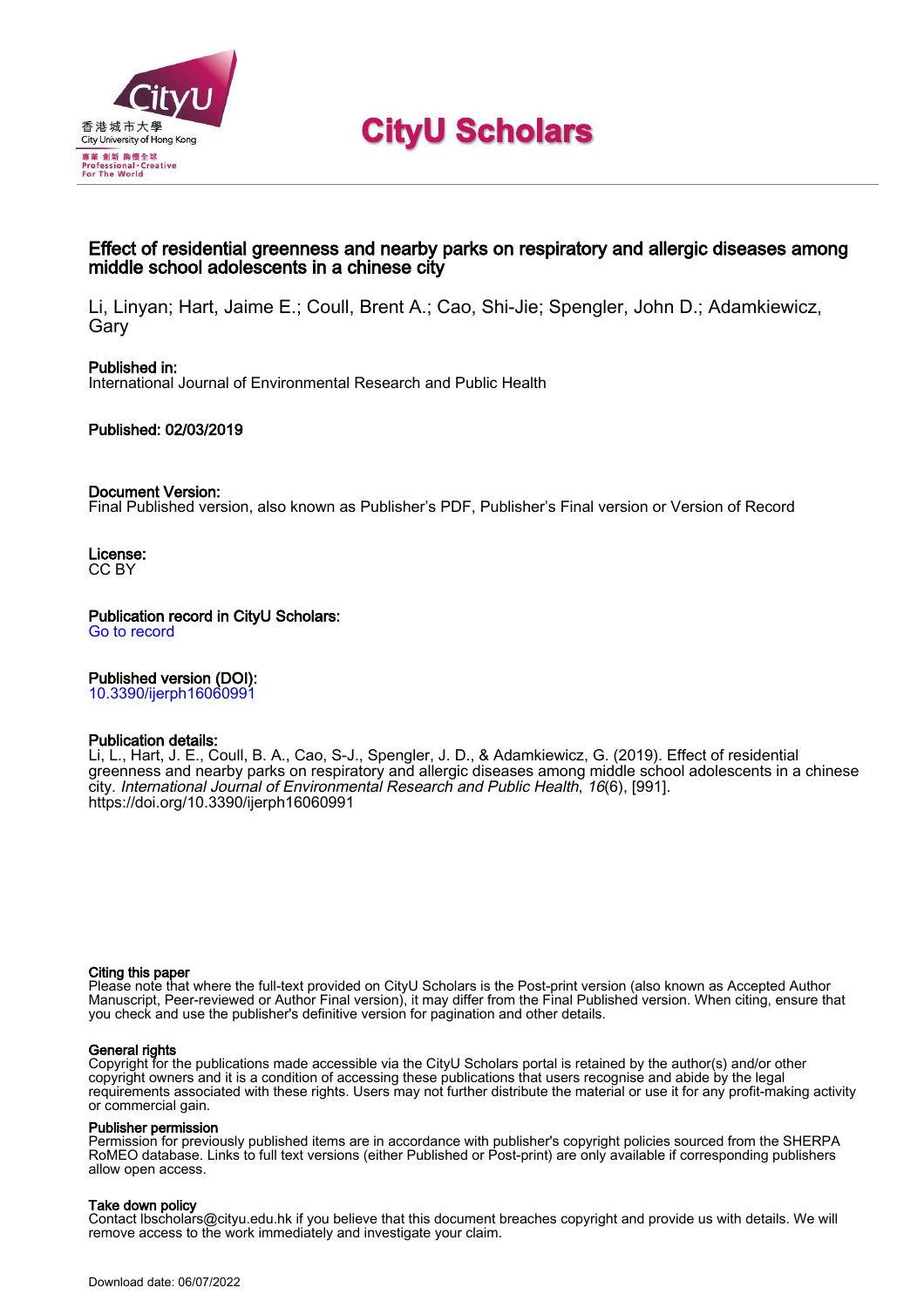# CityU Scholars

## Effect of residential greenness and nearby parks on respiratory and allergic diseases among middle school adolescents in a chinese city

Li, Linyan; Hart, Jaime E.; Coull, Brent A.; Cao, Shi-Jie; Spengler, John D.; Adamkiewicz, Gary

**Published in:**
International Journal of Environmental Research and Public Health

**Published: 02/03/2019**

**Document Version:**
Final Published version, also known as Publisher's PDF, Publisher's Final version or Version of Record

**License:**
CC BY

**Publication record in CityU Scholars:**
Go to record

**Published version (DOI):**
10.3390/ijerph16060991

**Publication details:**
Li, L., Hart, J. E., Coull, B. A., Cao, S-J., Spengler, J. D., & Adamkiewicz, G. (2019). Effect of residential greenness and nearby parks on respiratory and allergic diseases among middle school adolescents in a chinese city. *International Journal of Environmental Research and Public Health*, *16*(6), [991]. https://doi.org/10.3390/ijerph16060991

**Citing this paper**
Please note that where the full-text provided on CityU Scholars is the Post-print version (also known as Accepted Author Manuscript, Peer-reviewed or Author Final version), it may differ from the Final Published version. When citing, ensure that you check and use the publisher's definitive version for pagination and other details.

**General rights**
Copyright for the publications made accessible via the CityU Scholars portal is retained by the author(s) and/or other copyright owners and it is a condition of accessing these publications that users recognise and abide by the legal requirements associated with these rights. Users may not further distribute the material or use it for any profit-making activity or commercial gain.

**Publisher permission**
Permission for previously published items are in accordance with publisher's copyright policies sourced from the SHERPA RoMEO database. Links to full text versions (either Published or Post-print) are only available if corresponding publishers allow open access.

**Take down policy**
Contact lbscholars@cityu.edu.hk if you believe that this document breaches copyright and provide us with details. We will remove access to the work immediately and investigate your claim.

Download date: 06/07/2022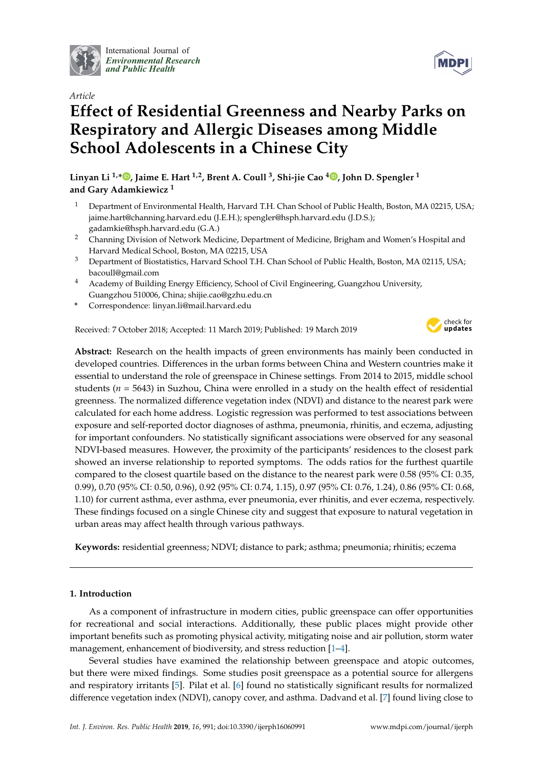Article

# Effect of Residential Greenness and Nearby Parks on Respiratory and Allergic Diseases among Middle School Adolescents in a Chinese City

**Linyan Li [1,*], Jaime E. Hart [1,2], Brent A. Coull [3], Shi-jie Cao [4], John D. Spengler [1] and Gary Adamkiewicz [1]**

[1] Department of Environmental Health, Harvard T.H. Chan School of Public Health, Boston, MA 02215, USA; jaime.hart@channing.harvard.edu (J.E.H.); spengler@hsph.harvard.edu (J.D.S.); gadamkie@hsph.harvard.edu (G.A.)

[2] Channing Division of Network Medicine, Department of Medicine, Brigham and Women's Hospital and Harvard Medical School, Boston, MA 02215, USA

[3] Department of Biostatistics, Harvard School T.H. Chan School of Public Health, Boston, MA 02115, USA; bacoull@gmail.com

[4] Academy of Building Energy Efficiency, School of Civil Engineering, Guangzhou University, Guangzhou 510006, China; shijie.cao@gzhu.edu.cn

\* Correspondence: linyan.li@mail.harvard.edu

Received: 7 October 2018; Accepted: 11 March 2019; Published: 19 March 2019

**Abstract:** Research on the health impacts of green environments has mainly been conducted in developed countries. Differences in the urban forms between China and Western countries make it essential to understand the role of greenspace in Chinese settings. From 2014 to 2015, middle school students ($n$ = 5643) in Suzhou, China were enrolled in a study on the health effect of residential greenness. The normalized difference vegetation index (NDVI) and distance to the nearest park were calculated for each home address. Logistic regression was performed to test associations between exposure and self-reported doctor diagnoses of asthma, pneumonia, rhinitis, and eczema, adjusting for important confounders. No statistically significant associations were observed for any seasonal NDVI-based measures. However, the proximity of the participants' residences to the closest park showed an inverse relationship to reported symptoms. The odds ratios for the furthest quartile compared to the closest quartile based on the distance to the nearest park were 0.58 (95% CI: 0.35, 0.99), 0.70 (95% CI: 0.50, 0.96), 0.92 (95% CI: 0.74, 1.15), 0.97 (95% CI: 0.76, 1.24), 0.86 (95% CI: 0.68, 1.10) for current asthma, ever asthma, ever pneumonia, ever rhinitis, and ever eczema, respectively. These findings focused on a single Chinese city and suggest that exposure to natural vegetation in urban areas may affect health through various pathways.

**Keywords:** residential greenness; NDVI; distance to park; asthma; pneumonia; rhinitis; eczema

## 1. Introduction

As a component of infrastructure in modern cities, public greenspace can offer opportunities for recreational and social interactions. Additionally, these public places might provide other important benefits such as promoting physical activity, mitigating noise and air pollution, storm water management, enhancement of biodiversity, and stress reduction [1–4].

Several studies have examined the relationship between greenspace and atopic outcomes, but there were mixed findings. Some studies posit greenspace as a potential source for allergens and respiratory irritants [5]. Pilat et al. [6] found no statistically significant results for normalized difference vegetation index (NDVI), canopy cover, and asthma. Dadvand et al. [7] found living close to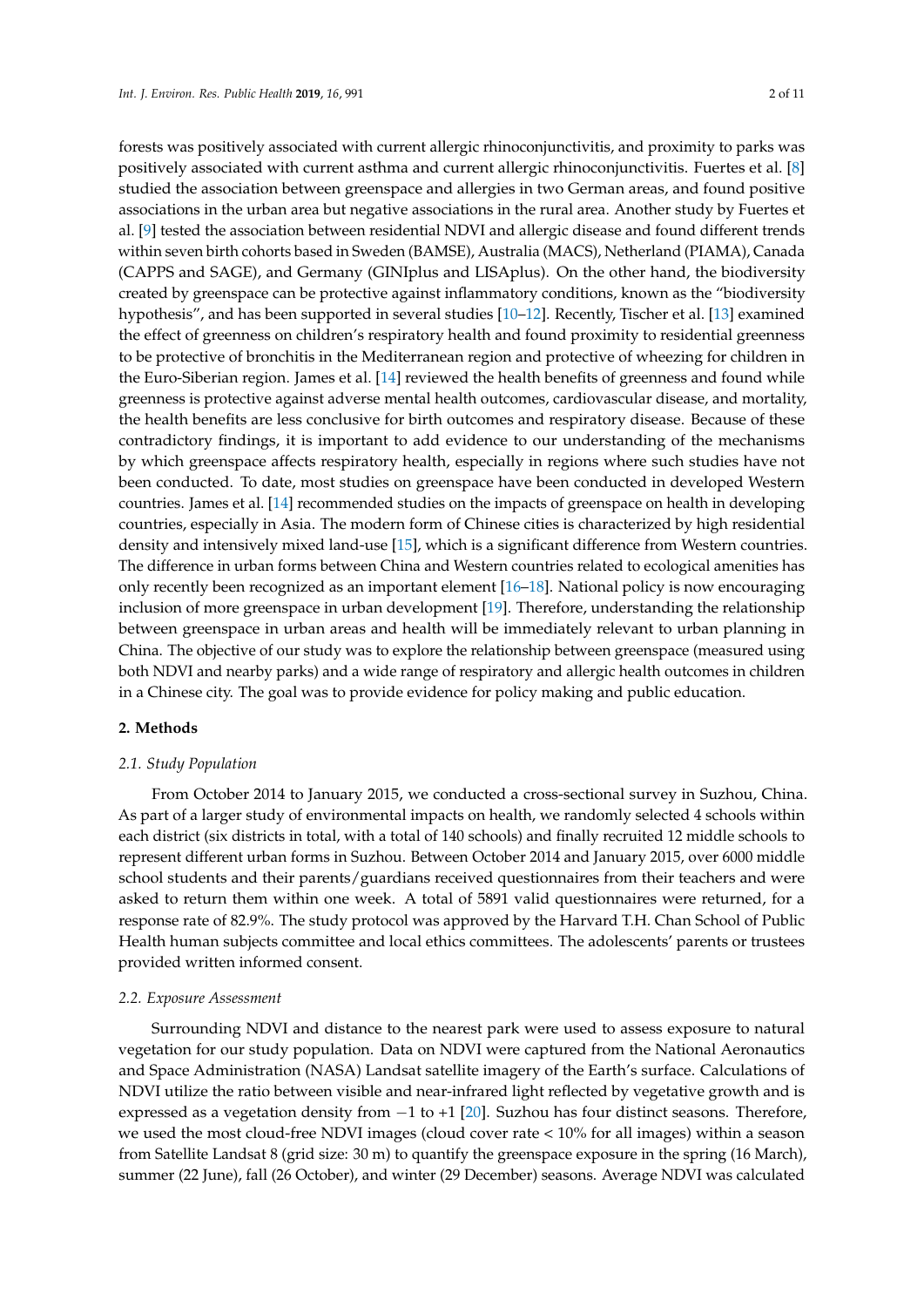forests was positively associated with current allergic rhinoconjunctivitis, and proximity to parks was positively associated with current asthma and current allergic rhinoconjunctivitis. Fuertes et al. [8] studied the association between greenspace and allergies in two German areas, and found positive associations in the urban area but negative associations in the rural area. Another study by Fuertes et al. [9] tested the association between residential NDVI and allergic disease and found different trends within seven birth cohorts based in Sweden (BAMSE), Australia (MACS), Netherland (PIAMA), Canada (CAPPS and SAGE), and Germany (GINIplus and LISAplus). On the other hand, the biodiversity created by greenspace can be protective against inflammatory conditions, known as the "biodiversity hypothesis", and has been supported in several studies [10–12]. Recently, Tischer et al. [13] examined the effect of greenness on children's respiratory health and found proximity to residential greenness to be protective of bronchitis in the Mediterranean region and protective of wheezing for children in the Euro-Siberian region. James et al. [14] reviewed the health benefits of greenness and found while greenness is protective against adverse mental health outcomes, cardiovascular disease, and mortality, the health benefits are less conclusive for birth outcomes and respiratory disease. Because of these contradictory findings, it is important to add evidence to our understanding of the mechanisms by which greenspace affects respiratory health, especially in regions where such studies have not been conducted. To date, most studies on greenspace have been conducted in developed Western countries. James et al. [14] recommended studies on the impacts of greenspace on health in developing countries, especially in Asia. The modern form of Chinese cities is characterized by high residential density and intensively mixed land-use [15], which is a significant difference from Western countries. The difference in urban forms between China and Western countries related to ecological amenities has only recently been recognized as an important element [16–18]. National policy is now encouraging inclusion of more greenspace in urban development [19]. Therefore, understanding the relationship between greenspace in urban areas and health will be immediately relevant to urban planning in China. The objective of our study was to explore the relationship between greenspace (measured using both NDVI and nearby parks) and a wide range of respiratory and allergic health outcomes in children in a Chinese city. The goal was to provide evidence for policy making and public education.

## 2. Methods

### 2.1. Study Population

From October 2014 to January 2015, we conducted a cross-sectional survey in Suzhou, China. As part of a larger study of environmental impacts on health, we randomly selected 4 schools within each district (six districts in total, with a total of 140 schools) and finally recruited 12 middle schools to represent different urban forms in Suzhou. Between October 2014 and January 2015, over 6000 middle school students and their parents/guardians received questionnaires from their teachers and were asked to return them within one week. A total of 5891 valid questionnaires were returned, for a response rate of 82.9%. The study protocol was approved by the Harvard T.H. Chan School of Public Health human subjects committee and local ethics committees. The adolescents' parents or trustees provided written informed consent.

### 2.2. Exposure Assessment

Surrounding NDVI and distance to the nearest park were used to assess exposure to natural vegetation for our study population. Data on NDVI were captured from the National Aeronautics and Space Administration (NASA) Landsat satellite imagery of the Earth's surface. Calculations of NDVI utilize the ratio between visible and near-infrared light reflected by vegetative growth and is expressed as a vegetation density from −1 to +1 [20]. Suzhou has four distinct seasons. Therefore, we used the most cloud-free NDVI images (cloud cover rate < 10% for all images) within a season from Satellite Landsat 8 (grid size: 30 m) to quantify the greenspace exposure in the spring (16 March), summer (22 June), fall (26 October), and winter (29 December) seasons. Average NDVI was calculated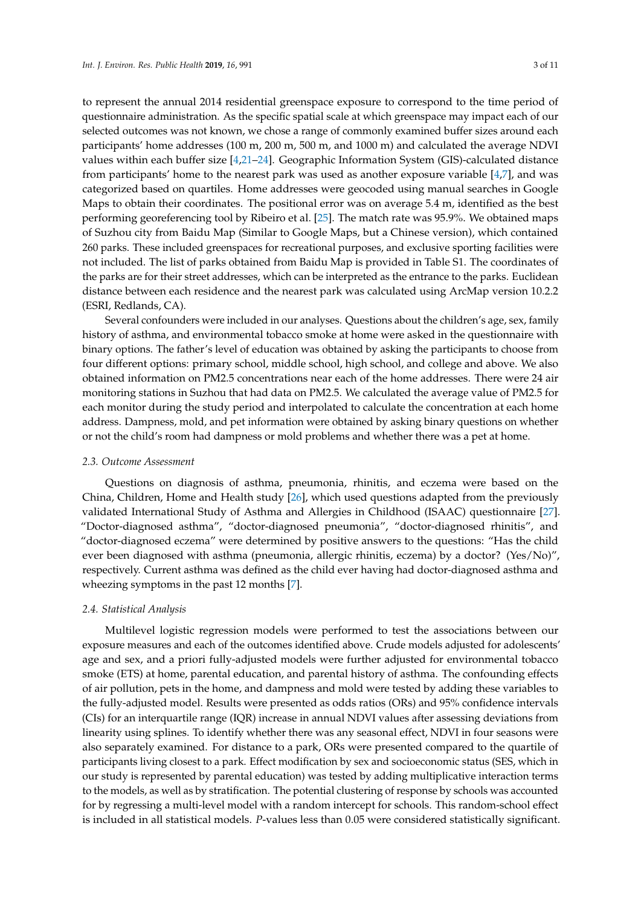to represent the annual 2014 residential greenspace exposure to correspond to the time period of questionnaire administration. As the specific spatial scale at which greenspace may impact each of our selected outcomes was not known, we chose a range of commonly examined buffer sizes around each participants' home addresses (100 m, 200 m, 500 m, and 1000 m) and calculated the average NDVI values within each buffer size [4,21–24]. Geographic Information System (GIS)-calculated distance from participants' home to the nearest park was used as another exposure variable [4,7], and was categorized based on quartiles. Home addresses were geocoded using manual searches in Google Maps to obtain their coordinates. The positional error was on average 5.4 m, identified as the best performing georeferencing tool by Ribeiro et al. [25]. The match rate was 95.9%. We obtained maps of Suzhou city from Baidu Map (Similar to Google Maps, but a Chinese version), which contained 260 parks. These included greenspaces for recreational purposes, and exclusive sporting facilities were not included. The list of parks obtained from Baidu Map is provided in Table S1. The coordinates of the parks are for their street addresses, which can be interpreted as the entrance to the parks. Euclidean distance between each residence and the nearest park was calculated using ArcMap version 10.2.2 (ESRI, Redlands, CA).

Several confounders were included in our analyses. Questions about the children's age, sex, family history of asthma, and environmental tobacco smoke at home were asked in the questionnaire with binary options. The father's level of education was obtained by asking the participants to choose from four different options: primary school, middle school, high school, and college and above. We also obtained information on $PM_{2.5}$ concentrations near each of the home addresses. There were 24 air monitoring stations in Suzhou that had data on $PM_{2.5}$. We calculated the average value of $PM_{2.5}$ for each monitor during the study period and interpolated to calculate the concentration at each home address. Dampness, mold, and pet information were obtained by asking binary questions on whether or not the child's room had dampness or mold problems and whether there was a pet at home.

### 2.3. Outcome Assessment

Questions on diagnosis of asthma, pneumonia, rhinitis, and eczema were based on the China, Children, Home and Health study [26], which used questions adapted from the previously validated International Study of Asthma and Allergies in Childhood (ISAAC) questionnaire [27]. "Doctor-diagnosed asthma", "doctor-diagnosed pneumonia", "doctor-diagnosed rhinitis", and "doctor-diagnosed eczema" were determined by positive answers to the questions: "Has the child ever been diagnosed with asthma (pneumonia, allergic rhinitis, eczema) by a doctor? (Yes/No)", respectively. Current asthma was defined as the child ever having had doctor-diagnosed asthma and wheezing symptoms in the past 12 months [7].

### 2.4. Statistical Analysis

Multilevel logistic regression models were performed to test the associations between our exposure measures and each of the outcomes identified above. Crude models adjusted for adolescents' age and sex, and a priori fully-adjusted models were further adjusted for environmental tobacco smoke (ETS) at home, parental education, and parental history of asthma. The confounding effects of air pollution, pets in the home, and dampness and mold were tested by adding these variables to the fully-adjusted model. Results were presented as odds ratios (ORs) and 95% confidence intervals (CIs) for an interquartile range (IQR) increase in annual NDVI values after assessing deviations from linearity using splines. To identify whether there was any seasonal effect, NDVI in four seasons were also separately examined. For distance to a park, ORs were presented compared to the quartile of participants living closest to a park. Effect modification by sex and socioeconomic status (SES, which in our study is represented by parental education) was tested by adding multiplicative interaction terms to the models, as well as by stratification. The potential clustering of response by schools was accounted for by regressing a multi-level model with a random intercept for schools. This random-school effect is included in all statistical models. *P*-values less than 0.05 were considered statistically significant.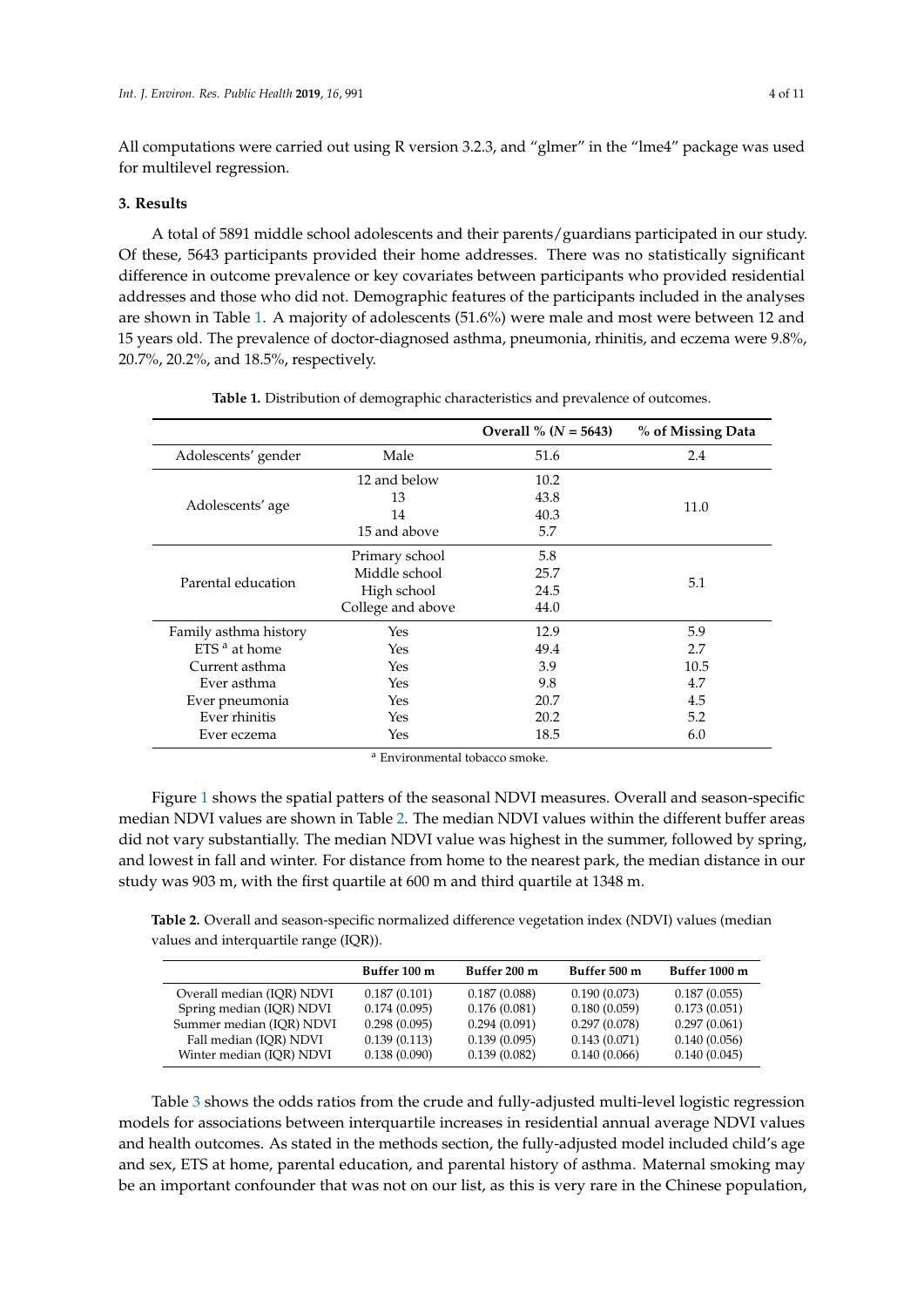All computations were carried out using R version 3.2.3, and "glmer" in the "lme4" package was used for multilevel regression.

## 3. Results

A total of 5891 middle school adolescents and their parents/guardians participated in our study. Of these, 5643 participants provided their home addresses. There was no statistically significant difference in outcome prevalence or key covariates between participants who provided residential addresses and those who did not. Demographic features of the participants included in the analyses are shown in Table 1. A majority of adolescents (51.6%) were male and most were between 12 and 15 years old. The prevalence of doctor-diagnosed asthma, pneumonia, rhinitis, and eczema were 9.8%, 20.7%, 20.2%, and 18.5%, respectively.

**Table 1.** Distribution of demographic characteristics and prevalence of outcomes.

| | | Overall % (*N* = 5643) | % of Missing Data |
|---|---|---|---|
| Adolescents' gender | Male | 51.6 | 2.4 |
| Adolescents' age | 12 and below | 10.2 | 11.0 |
| | 13 | 43.8 | |
| | 14 | 40.3 | |
| | 15 and above | 5.7 | |
| Parental education | Primary school | 5.8 | 5.1 |
| | Middle school | 25.7 | |
| | High school | 24.5 | |
| | College and above | 44.0 | |
| Family asthma history | Yes | 12.9 | 5.9 |
| ETS [a] at home | Yes | 49.4 | 2.7 |
| Current asthma | Yes | 3.9 | 10.5 |
| Ever asthma | Yes | 9.8 | 4.7 |
| Ever pneumonia | Yes | 20.7 | 4.5 |
| Ever rhinitis | Yes | 20.2 | 5.2 |
| Ever eczema | Yes | 18.5 | 6.0 |

[a] Environmental tobacco smoke.

Figure 1 shows the spatial patters of the seasonal NDVI measures. Overall and season-specific median NDVI values are shown in Table 2. The median NDVI values within the different buffer areas did not vary substantially. The median NDVI value was highest in the summer, followed by spring, and lowest in fall and winter. For distance from home to the nearest park, the median distance in our study was 903 m, with the first quartile at 600 m and third quartile at 1348 m.

**Table 2.** Overall and season-specific normalized difference vegetation index (NDVI) values (median values and interquartile range (IQR)).

| | Buffer 100 m | Buffer 200 m | Buffer 500 m | Buffer 1000 m |
|---|---|---|---|---|
| Overall median (IQR) NDVI | 0.187 (0.101) | 0.187 (0.088) | 0.190 (0.073) | 0.187 (0.055) |
| Spring median (IQR) NDVI | 0.174 (0.095) | 0.176 (0.081) | 0.180 (0.059) | 0.173 (0.051) |
| Summer median (IQR) NDVI | 0.298 (0.095) | 0.294 (0.091) | 0.297 (0.078) | 0.297 (0.061) |
| Fall median (IQR) NDVI | 0.139 (0.113) | 0.139 (0.095) | 0.143 (0.071) | 0.140 (0.056) |
| Winter median (IQR) NDVI | 0.138 (0.090) | 0.139 (0.082) | 0.140 (0.066) | 0.140 (0.045) |

Table 3 shows the odds ratios from the crude and fully-adjusted multi-level logistic regression models for associations between interquartile increases in residential annual average NDVI values and health outcomes. As stated in the methods section, the fully-adjusted model included child's age and sex, ETS at home, parental education, and parental history of asthma. Maternal smoking may be an important confounder that was not on our list, as this is very rare in the Chinese population,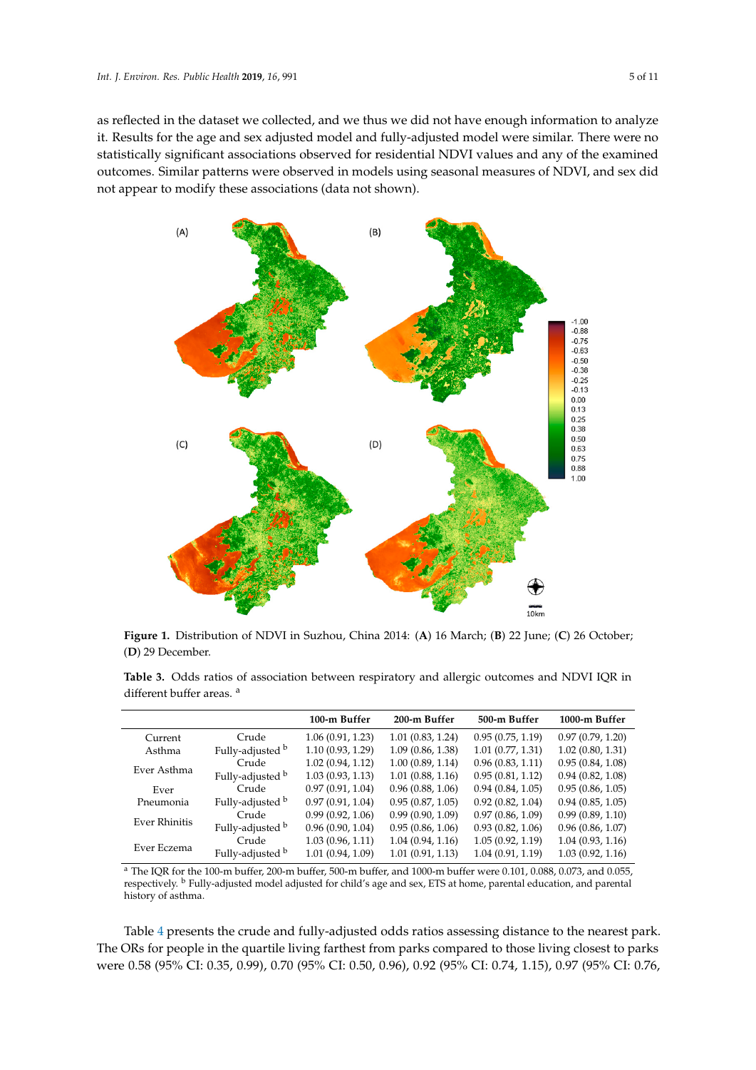as reflected in the dataset we collected, and we thus we did not have enough information to analyze it. Results for the age and sex adjusted model and fully-adjusted model were similar. There were no statistically significant associations observed for residential NDVI values and any of the examined outcomes. Similar patterns were observed in models using seasonal measures of NDVI, and sex did not appear to modify these associations (data not shown).

**Figure 1.** Distribution of NDVI in Suzhou, China 2014: (**A**) 16 March; (**B**) 22 June; (**C**) 26 October; (**D**) 29 December.

**Table 3.** Odds ratios of association between respiratory and allergic outcomes and NDVI IQR in different buffer areas. [a]

| | | 100-m Buffer | 200-m Buffer | 500-m Buffer | 1000-m Buffer |
|---|---|---|---|---|---|
| Current Asthma | Crude | 1.06 (0.91, 1.23) | 1.01 (0.83, 1.24) | 0.95 (0.75, 1.19) | 0.97 (0.79, 1.20) |
| | Fully-adjusted [b] | 1.10 (0.93, 1.29) | 1.09 (0.86, 1.38) | 1.01 (0.77, 1.31) | 1.02 (0.80, 1.31) |
| Ever Asthma | Crude | 1.02 (0.94, 1.12) | 1.00 (0.89, 1.14) | 0.96 (0.83, 1.11) | 0.95 (0.84, 1.08) |
| | Fully-adjusted [b] | 1.03 (0.93, 1.13) | 1.01 (0.88, 1.16) | 0.95 (0.81, 1.12) | 0.94 (0.82, 1.08) |
| Ever Pneumonia | Crude | 0.97 (0.91, 1.04) | 0.96 (0.88, 1.06) | 0.94 (0.84, 1.05) | 0.95 (0.86, 1.05) |
| | Fully-adjusted [b] | 0.97 (0.91, 1.04) | 0.95 (0.87, 1.05) | 0.92 (0.82, 1.04) | 0.94 (0.85, 1.05) |
| Ever Rhinitis | Crude | 0.99 (0.92, 1.06) | 0.99 (0.90, 1.09) | 0.97 (0.86, 1.09) | 0.99 (0.89, 1.10) |
| | Fully-adjusted [b] | 0.96 (0.90, 1.04) | 0.95 (0.86, 1.06) | 0.93 (0.82, 1.06) | 0.96 (0.86, 1.07) |
| Ever Eczema | Crude | 1.03 (0.96, 1.11) | 1.04 (0.94, 1.16) | 1.05 (0.92, 1.19) | 1.04 (0.93, 1.16) |
| | Fully-adjusted [b] | 1.01 (0.94, 1.09) | 1.01 (0.91, 1.13) | 1.04 (0.91, 1.19) | 1.03 (0.92, 1.16) |

[a] The IQR for the 100-m buffer, 200-m buffer, 500-m buffer, and 1000-m buffer were 0.101, 0.088, 0.073, and 0.055, respectively. [b] Fully-adjusted model adjusted for child's age and sex, ETS at home, parental education, and parental history of asthma.

Table 4 presents the crude and fully-adjusted odds ratios assessing distance to the nearest park. The ORs for people in the quartile living farthest from parks compared to those living closest to parks were 0.58 (95% CI: 0.35, 0.99), 0.70 (95% CI: 0.50, 0.96), 0.92 (95% CI: 0.74, 1.15), 0.97 (95% CI: 0.76,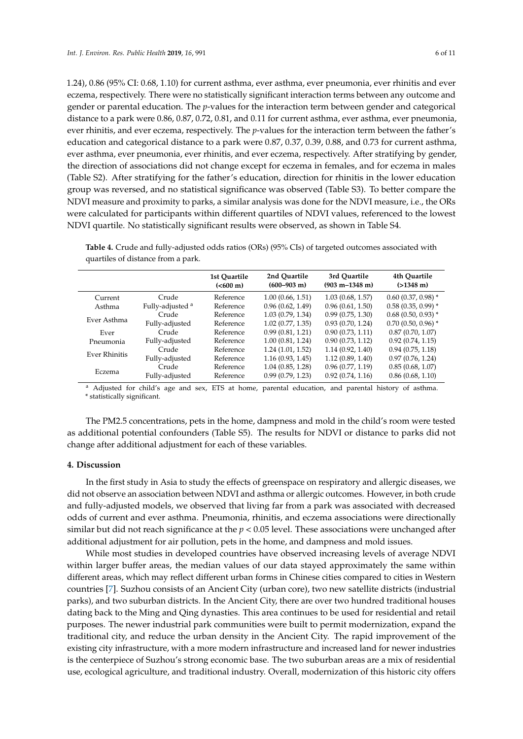1.24), 0.86 (95% CI: 0.68, 1.10) for current asthma, ever asthma, ever pneumonia, ever rhinitis and ever eczema, respectively. There were no statistically significant interaction terms between any outcome and gender or parental education. The $p$-values for the interaction term between gender and categorical distance to a park were 0.86, 0.87, 0.72, 0.81, and 0.11 for current asthma, ever asthma, ever pneumonia, ever rhinitis, and ever eczema, respectively. The $p$-values for the interaction term between the father's education and categorical distance to a park were 0.87, 0.37, 0.39, 0.88, and 0.73 for current asthma, ever asthma, ever pneumonia, ever rhinitis, and ever eczema, respectively. After stratifying by gender, the direction of associations did not change except for eczema in females, and for eczema in males (Table S2). After stratifying for the father's education, direction for rhinitis in the lower education group was reversed, and no statistical significance was observed (Table S3). To better compare the NDVI measure and proximity to parks, a similar analysis was done for the NDVI measure, i.e., the ORs were calculated for participants within different quartiles of NDVI values, referenced to the lowest NDVI quartile. No statistically significant results were observed, as shown in Table S4.

**Table 4.** Crude and fully-adjusted odds ratios (ORs) (95% CIs) of targeted outcomes associated with quartiles of distance from a park.

| | | 1st Quartile (<600 m) | 2nd Quartile (600–903 m) | 3rd Quartile (903 m–1348 m) | 4th Quartile (>1348 m) |
|---|---|---|---|---|---|
| Current Asthma | Crude | Reference | 1.00 (0.66, 1.51) | 1.03 (0.68, 1.57) | 0.60 (0.37, 0.98) * |
| | Fully-adjusted [a] | Reference | 0.96 (0.62, 1.49) | 0.96 (0.61, 1.50) | 0.58 (0.35, 0.99) * |
| Ever Asthma | Crude | Reference | 1.03 (0.79, 1.34) | 0.99 (0.75, 1.30) | 0.68 (0.50, 0.93) * |
| | Fully-adjusted | Reference | 1.02 (0.77, 1.35) | 0.93 (0.70, 1.24) | 0.70 (0.50, 0.96) * |
| Ever Pneumonia | Crude | Reference | 0.99 (0.81, 1.21) | 0.90 (0.73, 1.11) | 0.87 (0.70, 1.07) |
| | Fully-adjusted | Reference | 1.00 (0.81, 1.24) | 0.90 (0.73, 1.12) | 0.92 (0.74, 1.15) |
| Ever Rhinitis | Crude | Reference | 1.24 (1.01, 1.52) | 1.14 (0.92, 1.40) | 0.94 (0.75, 1.18) |
| | Fully-adjusted | Reference | 1.16 (0.93, 1.45) | 1.12 (0.89, 1.40) | 0.97 (0.76, 1.24) |
| Eczema | Crude | Reference | 1.04 (0.85, 1.28) | 0.96 (0.77, 1.19) | 0.85 (0.68, 1.07) |
| | Fully-adjusted | Reference | 0.99 (0.79, 1.23) | 0.92 (0.74, 1.16) | 0.86 (0.68, 1.10) |

[a] Adjusted for child's age and sex, ETS at home, parental education, and parental history of asthma. * statistically significant.

The PM2.5 concentrations, pets in the home, dampness and mold in the child's room were tested as additional potential confounders (Table S5). The results for NDVI or distance to parks did not change after additional adjustment for each of these variables.

## 4. Discussion

In the first study in Asia to study the effects of greenspace on respiratory and allergic diseases, we did not observe an association between NDVI and asthma or allergic outcomes. However, in both crude and fully-adjusted models, we observed that living far from a park was associated with decreased odds of current and ever asthma. Pneumonia, rhinitis, and eczema associations were directionally similar but did not reach significance at the $p < 0.05$ level. These associations were unchanged after additional adjustment for air pollution, pets in the home, and dampness and mold issues.

While most studies in developed countries have observed increasing levels of average NDVI within larger buffer areas, the median values of our data stayed approximately the same within different areas, which may reflect different urban forms in Chinese cities compared to cities in Western countries [7]. Suzhou consists of an Ancient City (urban core), two new satellite districts (industrial parks), and two suburban districts. In the Ancient City, there are over two hundred traditional houses dating back to the Ming and Qing dynasties. This area continues to be used for residential and retail purposes. The newer industrial park communities were built to permit modernization, expand the traditional city, and reduce the urban density in the Ancient City. The rapid improvement of the existing city infrastructure, with a more modern infrastructure and increased land for newer industries is the centerpiece of Suzhou's strong economic base. The two suburban areas are a mix of residential use, ecological agriculture, and traditional industry. Overall, modernization of this historic city offers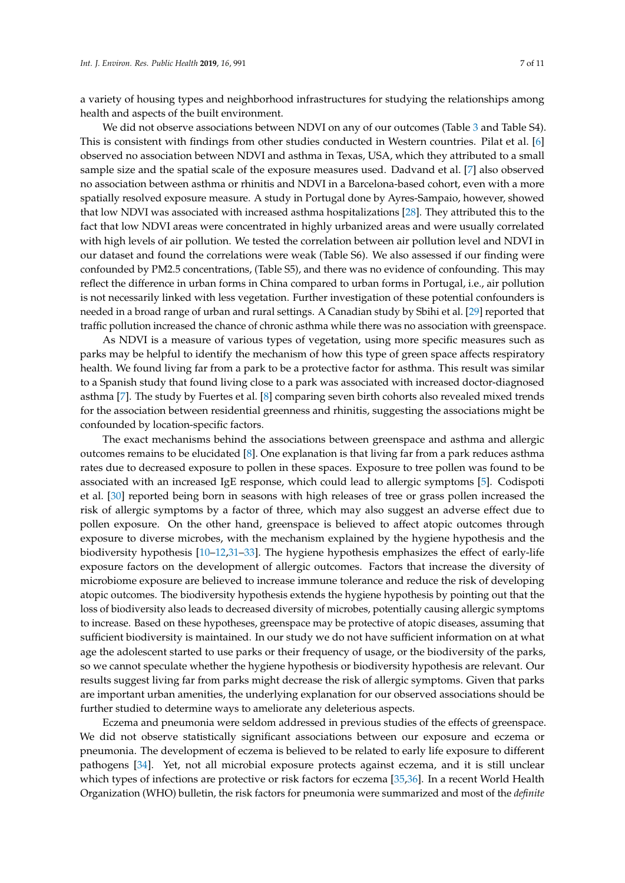a variety of housing types and neighborhood infrastructures for studying the relationships among health and aspects of the built environment.

We did not observe associations between NDVI on any of our outcomes (Table 3 and Table S4). This is consistent with findings from other studies conducted in Western countries. Pilat et al. [6] observed no association between NDVI and asthma in Texas, USA, which they attributed to a small sample size and the spatial scale of the exposure measures used. Dadvand et al. [7] also observed no association between asthma or rhinitis and NDVI in a Barcelona-based cohort, even with a more spatially resolved exposure measure. A study in Portugal done by Ayres-Sampaio, however, showed that low NDVI was associated with increased asthma hospitalizations [28]. They attributed this to the fact that low NDVI areas were concentrated in highly urbanized areas and were usually correlated with high levels of air pollution. We tested the correlation between air pollution level and NDVI in our dataset and found the correlations were weak (Table S6). We also assessed if our finding were confounded by PM2.5 concentrations, (Table S5), and there was no evidence of confounding. This may reflect the difference in urban forms in China compared to urban forms in Portugal, i.e., air pollution is not necessarily linked with less vegetation. Further investigation of these potential confounders is needed in a broad range of urban and rural settings. A Canadian study by Sbihi et al. [29] reported that traffic pollution increased the chance of chronic asthma while there was no association with greenspace.

As NDVI is a measure of various types of vegetation, using more specific measures such as parks may be helpful to identify the mechanism of how this type of green space affects respiratory health. We found living far from a park to be a protective factor for asthma. This result was similar to a Spanish study that found living close to a park was associated with increased doctor-diagnosed asthma [7]. The study by Fuertes et al. [8] comparing seven birth cohorts also revealed mixed trends for the association between residential greenness and rhinitis, suggesting the associations might be confounded by location-specific factors.

The exact mechanisms behind the associations between greenspace and asthma and allergic outcomes remains to be elucidated [8]. One explanation is that living far from a park reduces asthma rates due to decreased exposure to pollen in these spaces. Exposure to tree pollen was found to be associated with an increased IgE response, which could lead to allergic symptoms [5]. Codispoti et al. [30] reported being born in seasons with high releases of tree or grass pollen increased the risk of allergic symptoms by a factor of three, which may also suggest an adverse effect due to pollen exposure. On the other hand, greenspace is believed to affect atopic outcomes through exposure to diverse microbes, with the mechanism explained by the hygiene hypothesis and the biodiversity hypothesis [10–12,31–33]. The hygiene hypothesis emphasizes the effect of early-life exposure factors on the development of allergic outcomes. Factors that increase the diversity of microbiome exposure are believed to increase immune tolerance and reduce the risk of developing atopic outcomes. The biodiversity hypothesis extends the hygiene hypothesis by pointing out that the loss of biodiversity also leads to decreased diversity of microbes, potentially causing allergic symptoms to increase. Based on these hypotheses, greenspace may be protective of atopic diseases, assuming that sufficient biodiversity is maintained. In our study we do not have sufficient information on at what age the adolescent started to use parks or their frequency of usage, or the biodiversity of the parks, so we cannot speculate whether the hygiene hypothesis or biodiversity hypothesis are relevant. Our results suggest living far from parks might decrease the risk of allergic symptoms. Given that parks are important urban amenities, the underlying explanation for our observed associations should be further studied to determine ways to ameliorate any deleterious aspects.

Eczema and pneumonia were seldom addressed in previous studies of the effects of greenspace. We did not observe statistically significant associations between our exposure and eczema or pneumonia. The development of eczema is believed to be related to early life exposure to different pathogens [34]. Yet, not all microbial exposure protects against eczema, and it is still unclear which types of infections are protective or risk factors for eczema [35,36]. In a recent World Health Organization (WHO) bulletin, the risk factors for pneumonia were summarized and most of the *definite*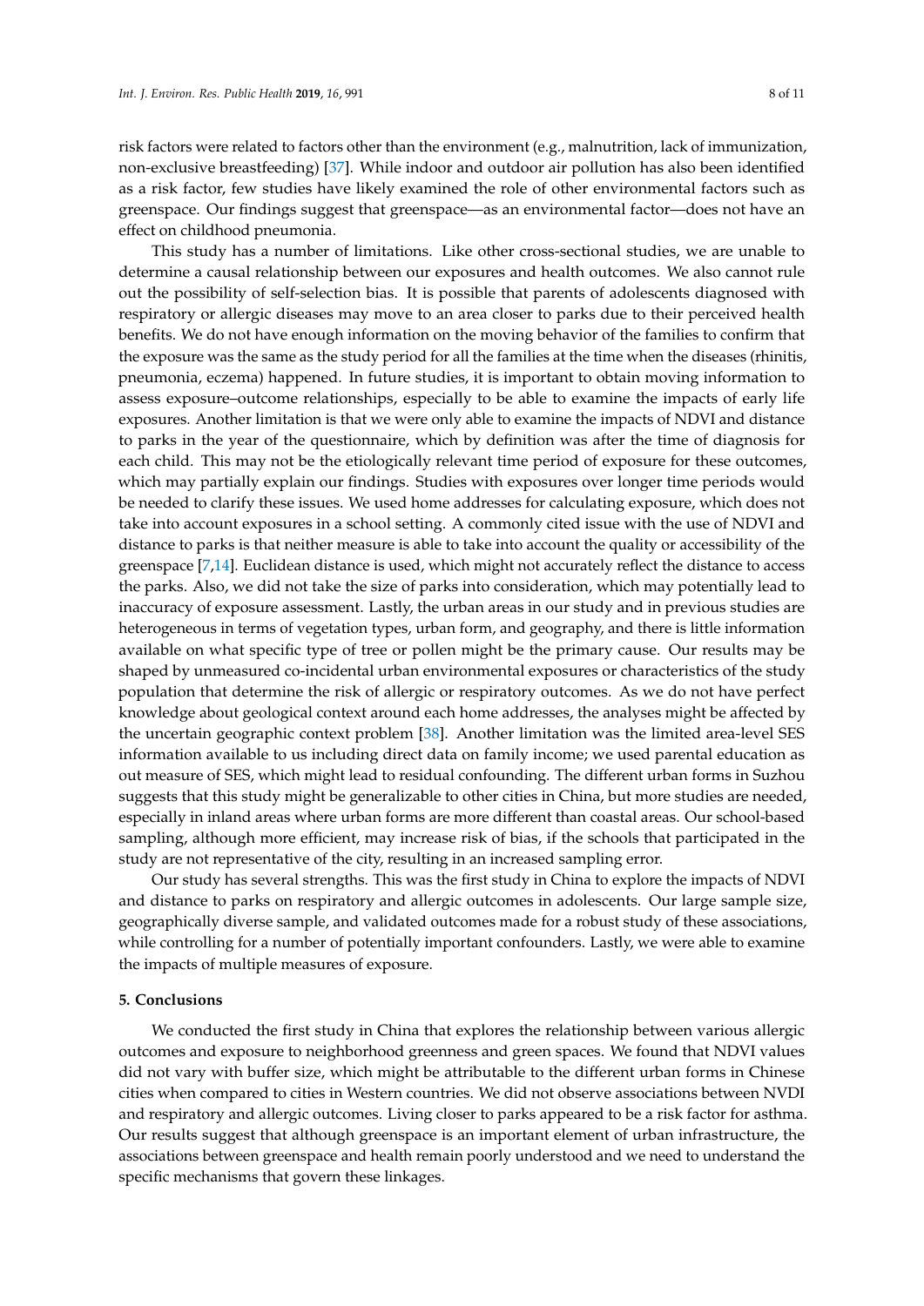risk factors were related to factors other than the environment (e.g., malnutrition, lack of immunization, non-exclusive breastfeeding) [37]. While indoor and outdoor air pollution has also been identified as a risk factor, few studies have likely examined the role of other environmental factors such as greenspace. Our findings suggest that greenspace—as an environmental factor—does not have an effect on childhood pneumonia.

This study has a number of limitations. Like other cross-sectional studies, we are unable to determine a causal relationship between our exposures and health outcomes. We also cannot rule out the possibility of self-selection bias. It is possible that parents of adolescents diagnosed with respiratory or allergic diseases may move to an area closer to parks due to their perceived health benefits. We do not have enough information on the moving behavior of the families to confirm that the exposure was the same as the study period for all the families at the time when the diseases (rhinitis, pneumonia, eczema) happened. In future studies, it is important to obtain moving information to assess exposure–outcome relationships, especially to be able to examine the impacts of early life exposures. Another limitation is that we were only able to examine the impacts of NDVI and distance to parks in the year of the questionnaire, which by definition was after the time of diagnosis for each child. This may not be the etiologically relevant time period of exposure for these outcomes, which may partially explain our findings. Studies with exposures over longer time periods would be needed to clarify these issues. We used home addresses for calculating exposure, which does not take into account exposures in a school setting. A commonly cited issue with the use of NDVI and distance to parks is that neither measure is able to take into account the quality or accessibility of the greenspace [7,14]. Euclidean distance is used, which might not accurately reflect the distance to access the parks. Also, we did not take the size of parks into consideration, which may potentially lead to inaccuracy of exposure assessment. Lastly, the urban areas in our study and in previous studies are heterogeneous in terms of vegetation types, urban form, and geography, and there is little information available on what specific type of tree or pollen might be the primary cause. Our results may be shaped by unmeasured co-incidental urban environmental exposures or characteristics of the study population that determine the risk of allergic or respiratory outcomes. As we do not have perfect knowledge about geological context around each home addresses, the analyses might be affected by the uncertain geographic context problem [38]. Another limitation was the limited area-level SES information available to us including direct data on family income; we used parental education as out measure of SES, which might lead to residual confounding. The different urban forms in Suzhou suggests that this study might be generalizable to other cities in China, but more studies are needed, especially in inland areas where urban forms are more different than coastal areas. Our school-based sampling, although more efficient, may increase risk of bias, if the schools that participated in the study are not representative of the city, resulting in an increased sampling error.

Our study has several strengths. This was the first study in China to explore the impacts of NDVI and distance to parks on respiratory and allergic outcomes in adolescents. Our large sample size, geographically diverse sample, and validated outcomes made for a robust study of these associations, while controlling for a number of potentially important confounders. Lastly, we were able to examine the impacts of multiple measures of exposure.

## 5. Conclusions

We conducted the first study in China that explores the relationship between various allergic outcomes and exposure to neighborhood greenness and green spaces. We found that NDVI values did not vary with buffer size, which might be attributable to the different urban forms in Chinese cities when compared to cities in Western countries. We did not observe associations between NVDI and respiratory and allergic outcomes. Living closer to parks appeared to be a risk factor for asthma. Our results suggest that although greenspace is an important element of urban infrastructure, the associations between greenspace and health remain poorly understood and we need to understand the specific mechanisms that govern these linkages.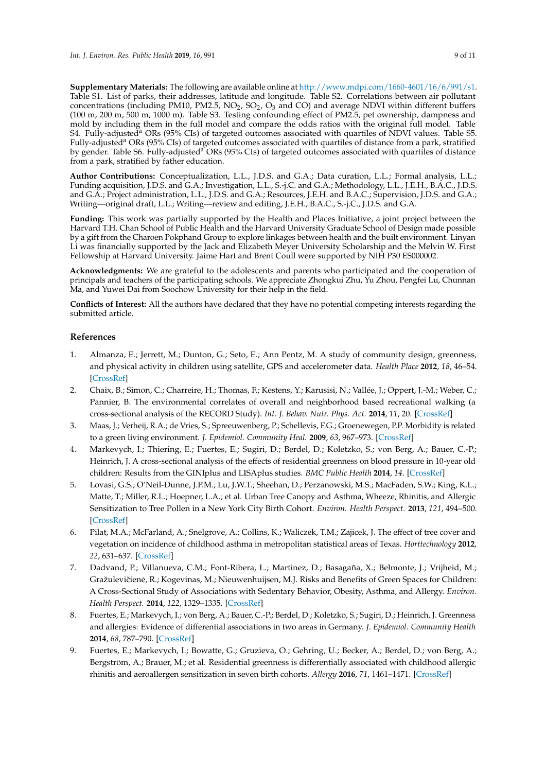**Supplementary Materials:** The following are available online at http://www.mdpi.com/1660-4601/16/6/991/s1. Table S1. List of parks, their addresses, latitude and longitude. Table S2. Correlations between air pollutant concentrations (including PM10, PM2.5, $NO_2$, $SO_2$, $O_3$ and CO) and average NDVI within different buffers (100 m, 200 m, 500 m, 1000 m). Table S3. Testing confounding effect of PM2.5, pet ownership, dampness and mold by including them in the full model and compare the odds ratios with the original full model. Table S4. Fully-adjusted[a] ORs (95% CIs) of targeted outcomes associated with quartiles of NDVI values. Table S5. Fully-adjusted[a] ORs (95% CIs) of targeted outcomes associated with quartiles of distance from a park, stratified by gender. Table S6. Fully-adjusted[a] ORs (95% CIs) of targeted outcomes associated with quartiles of distance from a park, stratified by father education.

**Author Contributions:** Conceptualization, L.L., J.D.S. and G.A.; Data curation, L.L.; Formal analysis, L.L.; Funding acquisition, J.D.S. and G.A.; Investigation, L.L., S.-j.C. and G.A.; Methodology, L.L., J.E.H., B.A.C., J.D.S. and G.A.; Project administration, L.L., J.D.S. and G.A.; Resources, J.E.H. and B.A.C.; Supervision, J.D.S. and G.A.; Writing—original draft, L.L.; Writing—review and editing, J.E.H., B.A.C., S.-j.C., J.D.S. and G.A.

**Funding:** This work was partially supported by the Health and Places Initiative, a joint project between the Harvard T.H. Chan School of Public Health and the Harvard University Graduate School of Design made possible by a gift from the Charoen Pokphand Group to explore linkages between health and the built environment. Linyan Li was financially supported by the Jack and Elizabeth Meyer University Scholarship and the Melvin W. First Fellowship at Harvard University. Jaime Hart and Brent Coull were supported by NIH P30 ES000002.

**Acknowledgments:** We are grateful to the adolescents and parents who participated and the cooperation of principals and teachers of the participating schools. We appreciate Zhongkui Zhu, Yu Zhou, Pengfei Lu, Chunnan Ma, and Yuwei Dai from Soochow University for their help in the field.

**Conflicts of Interest:** All the authors have declared that they have no potential competing interests regarding the submitted article.

## References

1. Almanza, E.; Jerrett, M.; Dunton, G.; Seto, E.; Ann Pentz, M. A study of community design, greenness, and physical activity in children using satellite, GPS and accelerometer data. *Health Place* **2012**, *18*, 46–54. [CrossRef]
2. Chaix, B.; Simon, C.; Charreire, H.; Thomas, F.; Kestens, Y.; Karusisi, N.; Vallée, J.; Oppert, J.-M.; Weber, C.; Pannier, B. The environmental correlates of overall and neighborhood based recreational walking (a cross-sectional analysis of the RECORD Study). *Int. J. Behav. Nutr. Phys. Act.* **2014**, *11*, 20. [CrossRef]
3. Maas, J.; Verheij, R.A.; de Vries, S.; Spreeuwenberg, P.; Schellevis, F.G.; Groenewegen, P.P. Morbidity is related to a green living environment. *J. Epidemiol. Community Heal.* **2009**, *63*, 967–973. [CrossRef]
4. Markevych, I.; Thiering, E.; Fuertes, E.; Sugiri, D.; Berdel, D.; Koletzko, S.; von Berg, A.; Bauer, C.-P.; Heinrich, J. A cross-sectional analysis of the effects of residential greenness on blood pressure in 10-year old children: Results from the GINIplus and LISAplus studies. *BMC Public Health* **2014**, *14*. [CrossRef]
5. Lovasi, G.S.; O'Neil-Dunne, J.P.M.; Lu, J.W.T.; Sheehan, D.; Perzanowski, M.S.; MacFaden, S.W.; King, K.L.; Matte, T.; Miller, R.L.; Hoepner, L.A.; et al. Urban Tree Canopy and Asthma, Wheeze, Rhinitis, and Allergic Sensitization to Tree Pollen in a New York City Birth Cohort. *Environ. Health Perspect.* **2013**, *121*, 494–500. [CrossRef]
6. Pilat, M.A.; McFarland, A.; Snelgrove, A.; Collins, K.; Waliczek, T.M.; Zajicek, J. The effect of tree cover and vegetation on incidence of childhood asthma in metropolitan statistical areas of Texas. *Horttechnology* **2012**, *22*, 631–637. [CrossRef]
7. Dadvand, P.; Villanueva, C.M.; Font-Ribera, L.; Martinez, D.; Basagaña, X.; Belmonte, J.; Vrijheid, M.; Gražulevičienė, R.; Kogevinas, M.; Nieuwenhuijsen, M.J. Risks and Benefits of Green Spaces for Children: A Cross-Sectional Study of Associations with Sedentary Behavior, Obesity, Asthma, and Allergy. *Environ. Health Perspect.* **2014**, *122*, 1329–1335. [CrossRef]
8. Fuertes, E.; Markevych, I.; von Berg, A.; Bauer, C.-P.; Berdel, D.; Koletzko, S.; Sugiri, D.; Heinrich, J. Greenness and allergies: Evidence of differential associations in two areas in Germany. *J. Epidemiol. Community Health* **2014**, *68*, 787–790. [CrossRef]
9. Fuertes, E.; Markevych, I.; Bowatte, G.; Gruzieva, O.; Gehring, U.; Becker, A.; Berdel, D.; von Berg, A.; Bergström, A.; Brauer, M.; et al. Residential greenness is differentially associated with childhood allergic rhinitis and aeroallergen sensitization in seven birth cohorts. *Allergy* **2016**, *71*, 1461–1471. [CrossRef]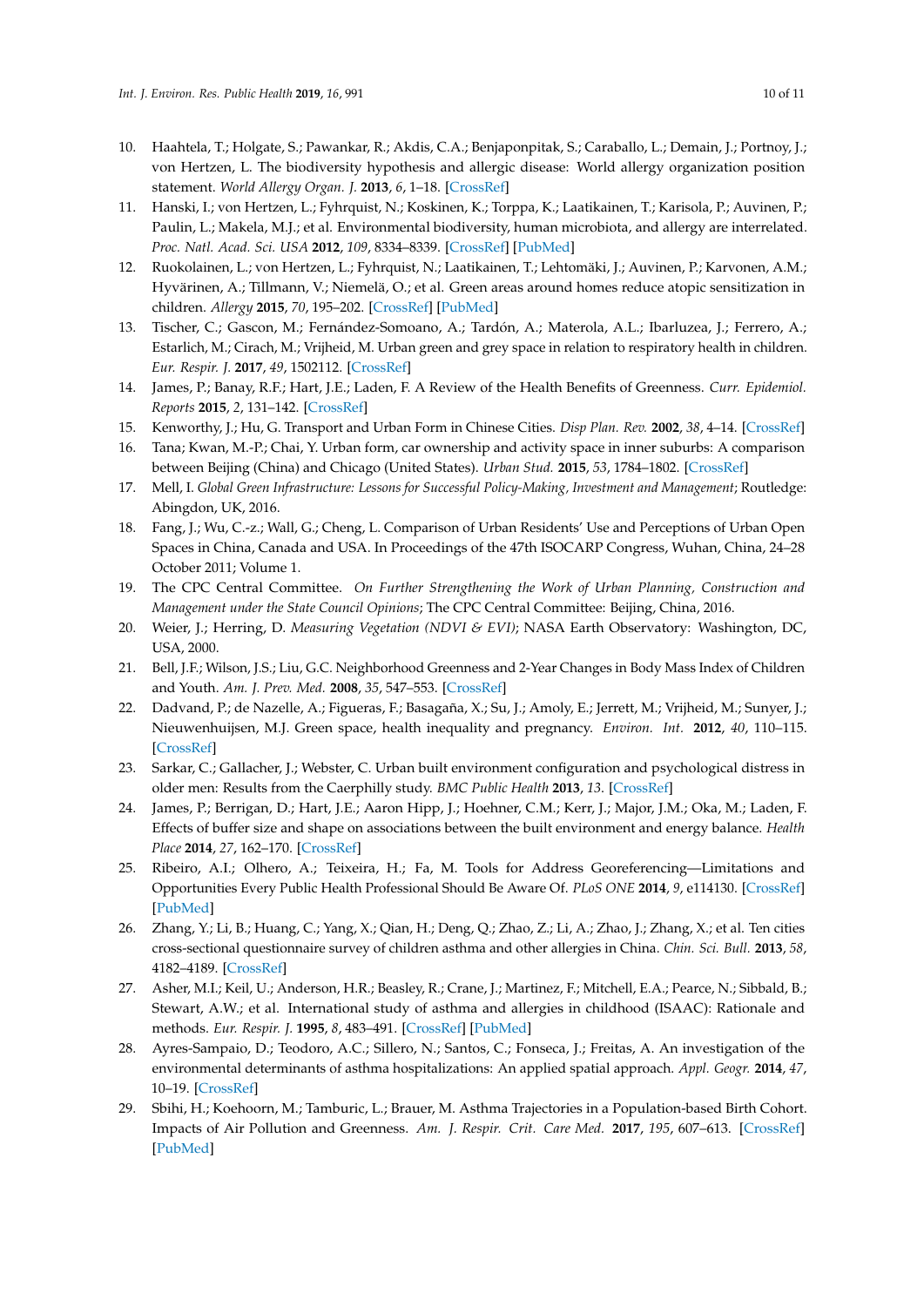10. Haahtela, T.; Holgate, S.; Pawankar, R.; Akdis, C.A.; Benjaponpitak, S.; Caraballo, L.; Demain, J.; Portnoy, J.; von Hertzen, L. The biodiversity hypothesis and allergic disease: World allergy organization position statement. *World Allergy Organ. J.* **2013**, *6*, 1–18. [CrossRef]
11. Hanski, I.; von Hertzen, L.; Fyhrquist, N.; Koskinen, K.; Torppa, K.; Laatikainen, T.; Karisola, P.; Auvinen, P.; Paulin, L.; Makela, M.J.; et al. Environmental biodiversity, human microbiota, and allergy are interrelated. *Proc. Natl. Acad. Sci. USA* **2012**, *109*, 8334–8339. [CrossRef] [PubMed]
12. Ruokolainen, L.; von Hertzen, L.; Fyhrquist, N.; Laatikainen, T.; Lehtomäki, J.; Auvinen, P.; Karvonen, A.M.; Hyvärinen, A.; Tillmann, V.; Niemelä, O.; et al. Green areas around homes reduce atopic sensitization in children. *Allergy* **2015**, *70*, 195–202. [CrossRef] [PubMed]
13. Tischer, C.; Gascon, M.; Fernández-Somoano, A.; Tardón, A.; Materola, A.L.; Ibarluzea, J.; Ferrero, A.; Estarlich, M.; Cirach, M.; Vrijheid, M. Urban green and grey space in relation to respiratory health in children. *Eur. Respir. J.* **2017**, *49*, 1502112. [CrossRef]
14. James, P.; Banay, R.F.; Hart, J.E.; Laden, F. A Review of the Health Benefits of Greenness. *Curr. Epidemiol. Reports* **2015**, *2*, 131–142. [CrossRef]
15. Kenworthy, J.; Hu, G. Transport and Urban Form in Chinese Cities. *Disp Plan. Rev.* **2002**, *38*, 4–14. [CrossRef]
16. Tana; Kwan, M.-P.; Chai, Y. Urban form, car ownership and activity space in inner suburbs: A comparison between Beijing (China) and Chicago (United States). *Urban Stud.* **2015**, *53*, 1784–1802. [CrossRef]
17. Mell, I. *Global Green Infrastructure: Lessons for Successful Policy-Making, Investment and Management*; Routledge: Abingdon, UK, 2016.
18. Fang, J.; Wu, C.-z.; Wall, G.; Cheng, L. Comparison of Urban Residents' Use and Perceptions of Urban Open Spaces in China, Canada and USA. In Proceedings of the 47th ISOCARP Congress, Wuhan, China, 24–28 October 2011; Volume 1.
19. The CPC Central Committee. *On Further Strengthening the Work of Urban Planning, Construction and Management under the State Council Opinions*; The CPC Central Committee: Beijing, China, 2016.
20. Weier, J.; Herring, D. *Measuring Vegetation (NDVI & EVI)*; NASA Earth Observatory: Washington, DC, USA, 2000.
21. Bell, J.F.; Wilson, J.S.; Liu, G.C. Neighborhood Greenness and 2-Year Changes in Body Mass Index of Children and Youth. *Am. J. Prev. Med.* **2008**, *35*, 547–553. [CrossRef]
22. Dadvand, P.; de Nazelle, A.; Figueras, F.; Basagaña, X.; Su, J.; Amoly, E.; Jerrett, M.; Vrijheid, M.; Sunyer, J.; Nieuwenhuijsen, M.J. Green space, health inequality and pregnancy. *Environ. Int.* **2012**, *40*, 110–115. [CrossRef]
23. Sarkar, C.; Gallacher, J.; Webster, C. Urban built environment configuration and psychological distress in older men: Results from the Caerphilly study. *BMC Public Health* **2013**, *13*. [CrossRef]
24. James, P.; Berrigan, D.; Hart, J.E.; Aaron Hipp, J.; Hoehner, C.M.; Kerr, J.; Major, J.M.; Oka, M.; Laden, F. Effects of buffer size and shape on associations between the built environment and energy balance. *Health Place* **2014**, *27*, 162–170. [CrossRef]
25. Ribeiro, A.I.; Olhero, A.; Teixeira, H.; Fa, M. Tools for Address Georeferencing—Limitations and Opportunities Every Public Health Professional Should Be Aware Of. *PLoS ONE* **2014**, *9*, e114130. [CrossRef] [PubMed]
26. Zhang, Y.; Li, B.; Huang, C.; Yang, X.; Qian, H.; Deng, Q.; Zhao, Z.; Li, A.; Zhao, J.; Zhang, X.; et al. Ten cities cross-sectional questionnaire survey of children asthma and other allergies in China. *Chin. Sci. Bull.* **2013**, *58*, 4182–4189. [CrossRef]
27. Asher, M.I.; Keil, U.; Anderson, H.R.; Beasley, R.; Crane, J.; Martinez, F.; Mitchell, E.A.; Pearce, N.; Sibbald, B.; Stewart, A.W.; et al. International study of asthma and allergies in childhood (ISAAC): Rationale and methods. *Eur. Respir. J.* **1995**, *8*, 483–491. [CrossRef] [PubMed]
28. Ayres-Sampaio, D.; Teodoro, A.C.; Sillero, N.; Santos, C.; Fonseca, J.; Freitas, A. An investigation of the environmental determinants of asthma hospitalizations: An applied spatial approach. *Appl. Geogr.* **2014**, *47*, 10–19. [CrossRef]
29. Sbihi, H.; Koehoorn, M.; Tamburic, L.; Brauer, M. Asthma Trajectories in a Population-based Birth Cohort. Impacts of Air Pollution and Greenness. *Am. J. Respir. Crit. Care Med.* **2017**, *195*, 607–613. [CrossRef] [PubMed]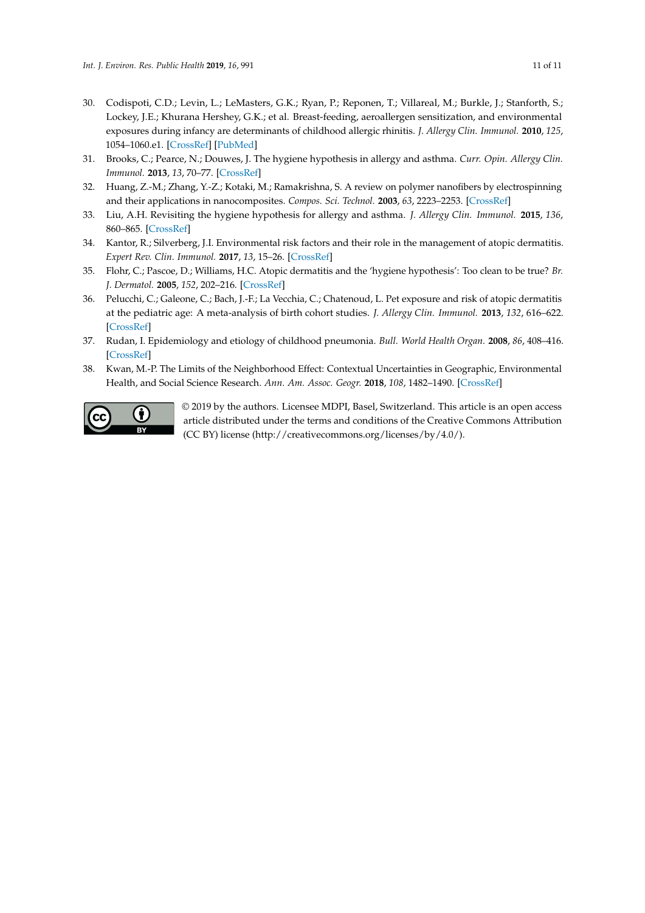30. Codispoti, C.D.; Levin, L.; LeMasters, G.K.; Ryan, P.; Reponen, T.; Villareal, M.; Burkle, J.; Stanforth, S.; Lockey, J.E.; Khurana Hershey, G.K.; et al. Breast-feeding, aeroallergen sensitization, and environmental exposures during infancy are determinants of childhood allergic rhinitis. *J. Allergy Clin. Immunol.* **2010**, *125*, 1054–1060.e1. [CrossRef] [PubMed]
31. Brooks, C.; Pearce, N.; Douwes, J. The hygiene hypothesis in allergy and asthma. *Curr. Opin. Allergy Clin. Immunol.* **2013**, *13*, 70–77. [CrossRef]
32. Huang, Z.-M.; Zhang, Y.-Z.; Kotaki, M.; Ramakrishna, S. A review on polymer nanofibers by electrospinning and their applications in nanocomposites. *Compos. Sci. Technol.* **2003**, *63*, 2223–2253. [CrossRef]
33. Liu, A.H. Revisiting the hygiene hypothesis for allergy and asthma. *J. Allergy Clin. Immunol.* **2015**, *136*, 860–865. [CrossRef]
34. Kantor, R.; Silverberg, J.I. Environmental risk factors and their role in the management of atopic dermatitis. *Expert Rev. Clin. Immunol.* **2017**, *13*, 15–26. [CrossRef]
35. Flohr, C.; Pascoe, D.; Williams, H.C. Atopic dermatitis and the 'hygiene hypothesis': Too clean to be true? *Br. J. Dermatol.* **2005**, *152*, 202–216. [CrossRef]
36. Pelucchi, C.; Galeone, C.; Bach, J.-F.; La Vecchia, C.; Chatenoud, L. Pet exposure and risk of atopic dermatitis at the pediatric age: A meta-analysis of birth cohort studies. *J. Allergy Clin. Immunol.* **2013**, *132*, 616–622. [CrossRef]
37. Rudan, I. Epidemiology and etiology of childhood pneumonia. *Bull. World Health Organ.* **2008**, *86*, 408–416. [CrossRef]
38. Kwan, M.-P. The Limits of the Neighborhood Effect: Contextual Uncertainties in Geographic, Environmental Health, and Social Science Research. *Ann. Am. Assoc. Geogr.* **2018**, *108*, 1482–1490. [CrossRef]

© 2019 by the authors. Licensee MDPI, Basel, Switzerland. This article is an open access article distributed under the terms and conditions of the Creative Commons Attribution (CC BY) license (http://creativecommons.org/licenses/by/4.0/).